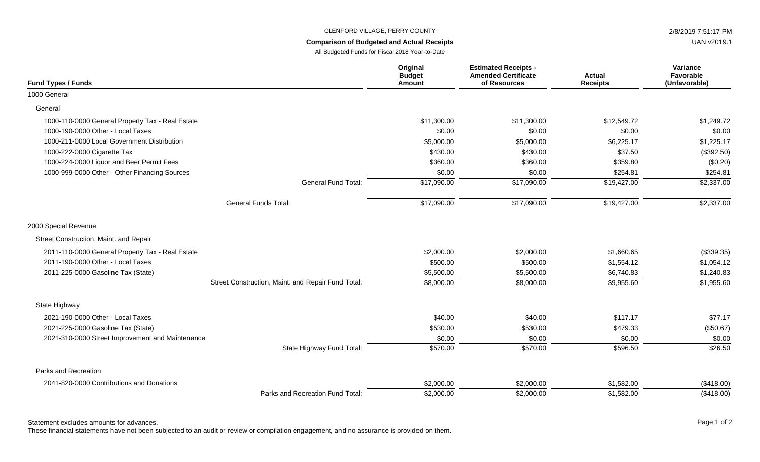GLENFORD VILLAGE, PERRY COUNTY

**Comparison of Budgeted and Actual Receipts**

All Budgeted Funds for Fiscal 2018 Year-to-Date

2/8/2019 7:51:17 PM

UAN v2019.1

| Fund Types / Funds | Original Budget Amount | Estimated Receipts - Amended Certificate of Resources | Actual Receipts | Variance Favorable (Unfavorable) |
|---|---|---|---|---|
| 1000 General | | | | |
| General | | | | |
| 1000-110-0000 General Property Tax - Real Estate | $11,300.00 | $11,300.00 | $12,549.72 | $1,249.72 |
| 1000-190-0000 Other - Local Taxes | $0.00 | $0.00 | $0.00 | $0.00 |
| 1000-211-0000 Local Government Distribution | $5,000.00 | $5,000.00 | $6,225.17 | $1,225.17 |
| 1000-222-0000 Cigarette Tax | $430.00 | $430.00 | $37.50 | ($392.50) |
| 1000-224-0000 Liquor and Beer Permit Fees | $360.00 | $360.00 | $359.80 | ($0.20) |
| 1000-999-0000 Other - Other Financing Sources | $0.00 | $0.00 | $254.81 | $254.81 |
| General Fund Total: | $17,090.00 | $17,090.00 | $19,427.00 | $2,337.00 |
| General Funds Total: | $17,090.00 | $17,090.00 | $19,427.00 | $2,337.00 |
| 2000 Special Revenue | | | | |
| Street Construction, Maint. and Repair | | | | |
| 2011-110-0000 General Property Tax - Real Estate | $2,000.00 | $2,000.00 | $1,660.65 | ($339.35) |
| 2011-190-0000 Other - Local Taxes | $500.00 | $500.00 | $1,554.12 | $1,054.12 |
| 2011-225-0000 Gasoline Tax (State) | $5,500.00 | $5,500.00 | $6,740.83 | $1,240.83 |
| Street Construction, Maint. and Repair Fund Total: | $8,000.00 | $8,000.00 | $9,955.60 | $1,955.60 |
| State Highway | | | | |
| 2021-190-0000 Other - Local Taxes | $40.00 | $40.00 | $117.17 | $77.17 |
| 2021-225-0000 Gasoline Tax (State) | $530.00 | $530.00 | $479.33 | ($50.67) |
| 2021-310-0000 Street Improvement and Maintenance | $0.00 | $0.00 | $0.00 | $0.00 |
| State Highway Fund Total: | $570.00 | $570.00 | $596.50 | $26.50 |
| Parks and Recreation | | | | |
| 2041-820-0000 Contributions and Donations | $2,000.00 | $2,000.00 | $1,582.00 | ($418.00) |
| Parks and Recreation Fund Total: | $2,000.00 | $2,000.00 | $1,582.00 | ($418.00) |

Statement excludes amounts for advances.

These financial statements have not been subjected to an audit or review or compilation engagement, and no assurance is provided on them.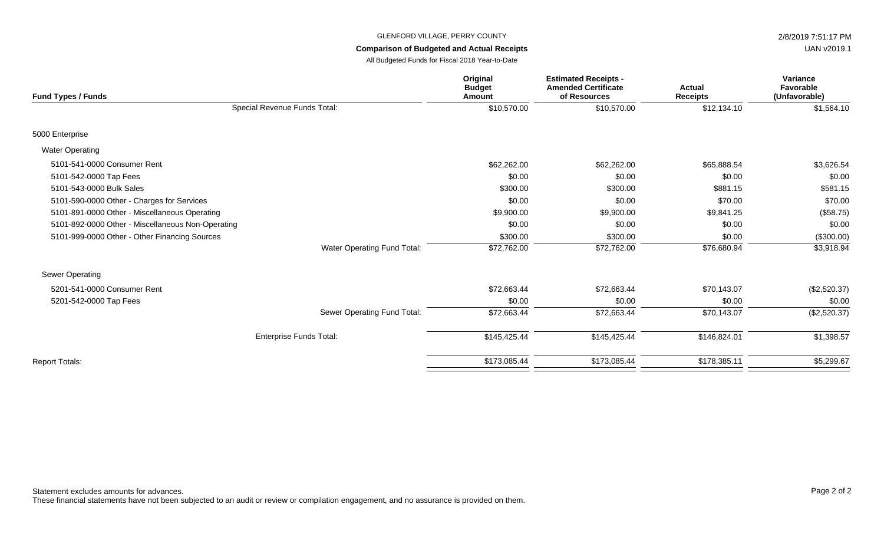GLENFORD VILLAGE, PERRY COUNTY

**Comparison of Budgeted and Actual Receipts**

All Budgeted Funds for Fiscal 2018 Year-to-Date

2/8/2019 7:51:17 PM

UAN v2019.1

| Fund Types / Funds | Original Budget Amount | Estimated Receipts - Amended Certificate of Resources | Actual Receipts | Variance Favorable (Unfavorable) |
|---|---|---|---|---|
| Special Revenue Funds Total: | $10,570.00 | $10,570.00 | $12,134.10 | $1,564.10 |
| 5000 Enterprise | | | | |
| Water Operating | | | | |
| 5101-541-0000 Consumer Rent | $62,262.00 | $62,262.00 | $65,888.54 | $3,626.54 |
| 5101-542-0000 Tap Fees | $0.00 | $0.00 | $0.00 | $0.00 |
| 5101-543-0000 Bulk Sales | $300.00 | $300.00 | $881.15 | $581.15 |
| 5101-590-0000 Other - Charges for Services | $0.00 | $0.00 | $70.00 | $70.00 |
| 5101-891-0000 Other - Miscellaneous Operating | $9,900.00 | $9,900.00 | $9,841.25 | ($58.75) |
| 5101-892-0000 Other - Miscellaneous Non-Operating | $0.00 | $0.00 | $0.00 | $0.00 |
| 5101-999-0000 Other - Other Financing Sources | $300.00 | $300.00 | $0.00 | ($300.00) |
| Water Operating Fund Total: | $72,762.00 | $72,762.00 | $76,680.94 | $3,918.94 |
| Sewer Operating | | | | |
| 5201-541-0000 Consumer Rent | $72,663.44 | $72,663.44 | $70,143.07 | ($2,520.37) |
| 5201-542-0000 Tap Fees | $0.00 | $0.00 | $0.00 | $0.00 |
| Sewer Operating Fund Total: | $72,663.44 | $72,663.44 | $70,143.07 | ($2,520.37) |
| Enterprise Funds Total: | $145,425.44 | $145,425.44 | $146,824.01 | $1,398.57 |
| Report Totals: | $173,085.44 | $173,085.44 | $178,385.11 | $5,299.67 |

Statement excludes amounts for advances.

These financial statements have not been subjected to an audit or review or compilation engagement, and no assurance is provided on them.